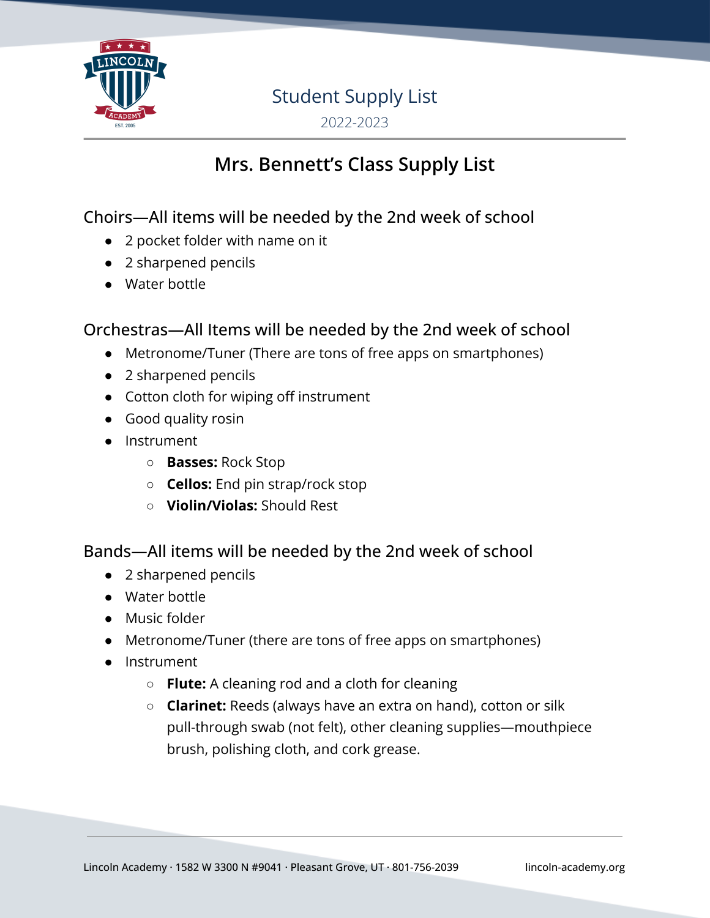# Student Supply List

2022-2023

## Mrs. Bennett's Class Supply List

### Choirs—All items will be needed by the 2nd week of school

- 2 pocket folder with name on it
- 2 sharpened pencils
- Water bottle

### Orchestras—All Items will be needed by the 2nd week of school

- Metronome/Tuner (There are tons of free apps on smartphones)
- 2 sharpened pencils
- Cotton cloth for wiping off instrument
- Good quality rosin
- Instrument
  - **Basses:** Rock Stop
  - **Cellos:** End pin strap/rock stop
  - **Violin/Violas:** Should Rest

### Bands—All items will be needed by the 2nd week of school

- 2 sharpened pencils
- Water bottle
- Music folder
- Metronome/Tuner (there are tons of free apps on smartphones)
- Instrument
  - **Flute:** A cleaning rod and a cloth for cleaning
  - **Clarinet:** Reeds (always have an extra on hand), cotton or silk pull-through swab (not felt), other cleaning supplies—mouthpiece brush, polishing cloth, and cork grease.

Lincoln Academy · 1582 W 3300 N #9041 · Pleasant Grove, UT · 801-756-2039 lincoln-academy.org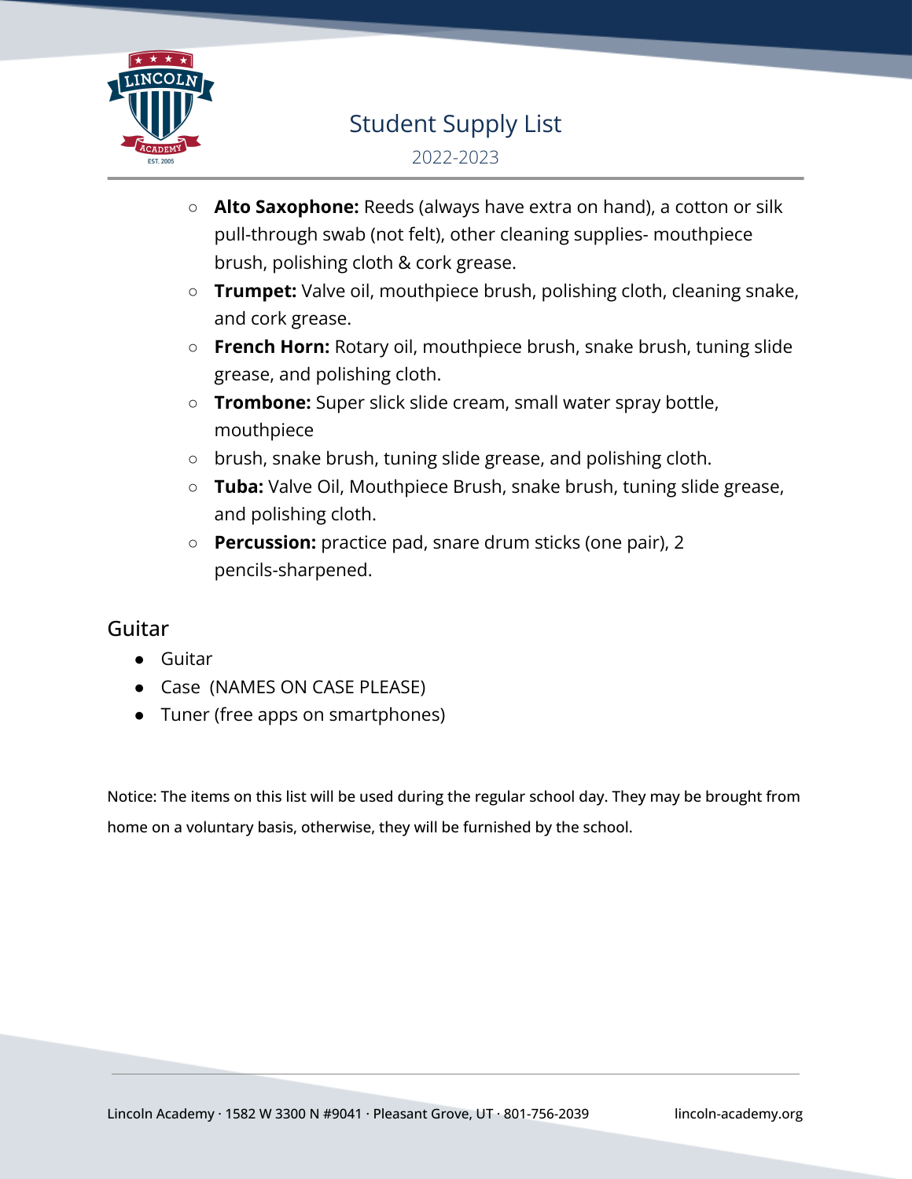- **Alto Saxophone:** Reeds (always have extra on hand), a cotton or silk pull-through swab (not felt), other cleaning supplies- mouthpiece brush, polishing cloth & cork grease.
- **Trumpet:** Valve oil, mouthpiece brush, polishing cloth, cleaning snake, and cork grease.
- **French Horn:** Rotary oil, mouthpiece brush, snake brush, tuning slide grease, and polishing cloth.
- **Trombone:** Super slick slide cream, small water spray bottle, mouthpiece
- brush, snake brush, tuning slide grease, and polishing cloth.
- **Tuba:** Valve Oil, Mouthpiece Brush, snake brush, tuning slide grease, and polishing cloth.
- **Percussion:** practice pad, snare drum sticks (one pair), 2 pencils-sharpened.

## Guitar

- Guitar
- Case (NAMES ON CASE PLEASE)
- Tuner (free apps on smartphones)

Notice: The items on this list will be used during the regular school day. They may be brought from home on a voluntary basis, otherwise, they will be furnished by the school.